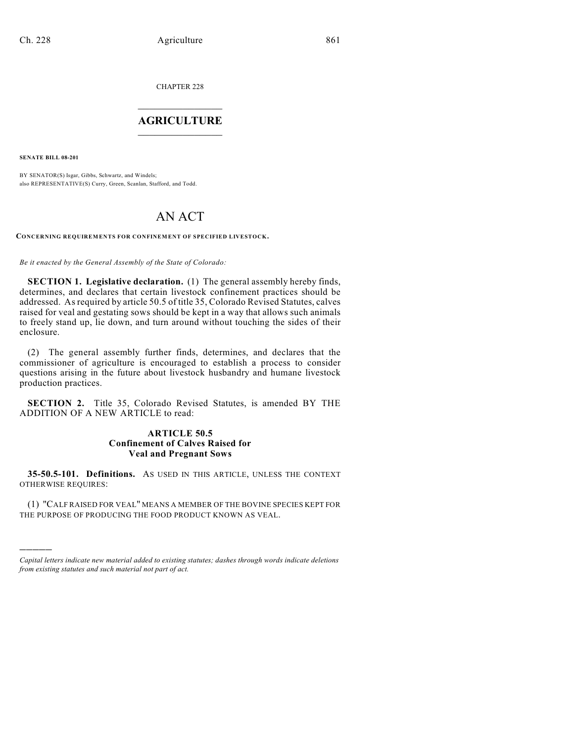CHAPTER 228

# AGRICULTURE

**SENATE BILL 08-201**

BY SENATOR(S) Isgar, Gibbs, Schwartz, and Windels;
also REPRESENTATIVE(S) Curry, Green, Scanlan, Stafford, and Todd.

# AN ACT

**CONCERNING REQUIREMENTS FOR CONFINEMENT OF SPECIFIED LIVESTOCK.**

*Be it enacted by the General Assembly of the State of Colorado:*

**SECTION 1. Legislative declaration.** (1) The general assembly hereby finds, determines, and declares that certain livestock confinement practices should be addressed. As required by article 50.5 of title 35, Colorado Revised Statutes, calves raised for veal and gestating sows should be kept in a way that allows such animals to freely stand up, lie down, and turn around without touching the sides of their enclosure.

(2) The general assembly further finds, determines, and declares that the commissioner of agriculture is encouraged to establish a process to consider questions arising in the future about livestock husbandry and humane livestock production practices.

**SECTION 2.** Title 35, Colorado Revised Statutes, is amended BY THE ADDITION OF A NEW ARTICLE to read:

**ARTICLE 50.5**
**Confinement of Calves Raised for Veal and Pregnant Sows**

**35-50.5-101. Definitions.** AS USED IN THIS ARTICLE, UNLESS THE CONTEXT OTHERWISE REQUIRES:

(1) "CALF RAISED FOR VEAL" MEANS A MEMBER OF THE BOVINE SPECIES KEPT FOR THE PURPOSE OF PRODUCING THE FOOD PRODUCT KNOWN AS VEAL.

---

*Capital letters indicate new material added to existing statutes; dashes through words indicate deletions from existing statutes and such material not part of act.*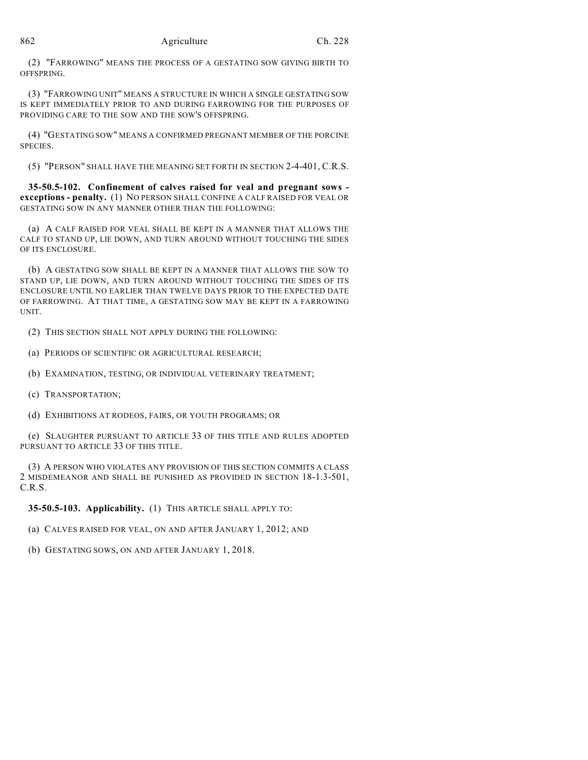(2) "FARROWING" MEANS THE PROCESS OF A GESTATING SOW GIVING BIRTH TO OFFSPRING.

(3) "FARROWING UNIT" MEANS A STRUCTURE IN WHICH A SINGLE GESTATING SOW IS KEPT IMMEDIATELY PRIOR TO AND DURING FARROWING FOR THE PURPOSES OF PROVIDING CARE TO THE SOW AND THE SOW'S OFFSPRING.

(4) "GESTATING SOW" MEANS A CONFIRMED PREGNANT MEMBER OF THE PORCINE SPECIES.

(5) "PERSON" SHALL HAVE THE MEANING SET FORTH IN SECTION 2-4-401, C.R.S.

**35-50.5-102. Confinement of calves raised for veal and pregnant sows - exceptions - penalty.** (1) NO PERSON SHALL CONFINE A CALF RAISED FOR VEAL OR GESTATING SOW IN ANY MANNER OTHER THAN THE FOLLOWING:

(a) A CALF RAISED FOR VEAL SHALL BE KEPT IN A MANNER THAT ALLOWS THE CALF TO STAND UP, LIE DOWN, AND TURN AROUND WITHOUT TOUCHING THE SIDES OF ITS ENCLOSURE.

(b) A GESTATING SOW SHALL BE KEPT IN A MANNER THAT ALLOWS THE SOW TO STAND UP, LIE DOWN, AND TURN AROUND WITHOUT TOUCHING THE SIDES OF ITS ENCLOSURE UNTIL NO EARLIER THAN TWELVE DAYS PRIOR TO THE EXPECTED DATE OF FARROWING. AT THAT TIME, A GESTATING SOW MAY BE KEPT IN A FARROWING UNIT.

(2) THIS SECTION SHALL NOT APPLY DURING THE FOLLOWING:

(a) PERIODS OF SCIENTIFIC OR AGRICULTURAL RESEARCH;

(b) EXAMINATION, TESTING, OR INDIVIDUAL VETERINARY TREATMENT;

(c) TRANSPORTATION;

(d) EXHIBITIONS AT RODEOS, FAIRS, OR YOUTH PROGRAMS; OR

(e) SLAUGHTER PURSUANT TO ARTICLE 33 OF THIS TITLE AND RULES ADOPTED PURSUANT TO ARTICLE 33 OF THIS TITLE.

(3) A PERSON WHO VIOLATES ANY PROVISION OF THIS SECTION COMMITS A CLASS 2 MISDEMEANOR AND SHALL BE PUNISHED AS PROVIDED IN SECTION 18-1.3-501, C.R.S.

**35-50.5-103. Applicability.** (1) THIS ARTICLE SHALL APPLY TO:

(a) CALVES RAISED FOR VEAL, ON AND AFTER JANUARY 1, 2012; AND

(b) GESTATING SOWS, ON AND AFTER JANUARY 1, 2018.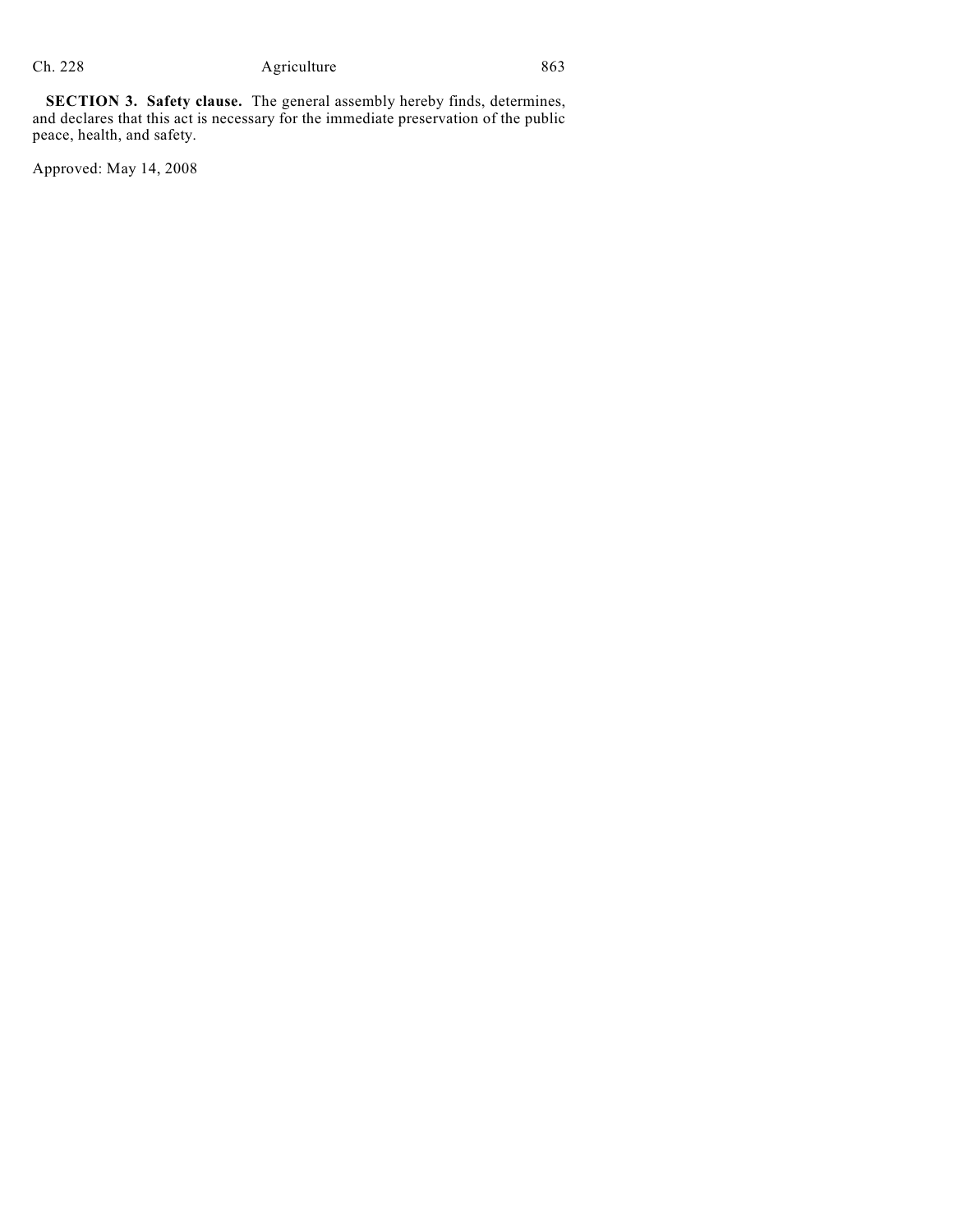**SECTION 3. Safety clause.** The general assembly hereby finds, determines, and declares that this act is necessary for the immediate preservation of the public peace, health, and safety.

Approved: May 14, 2008